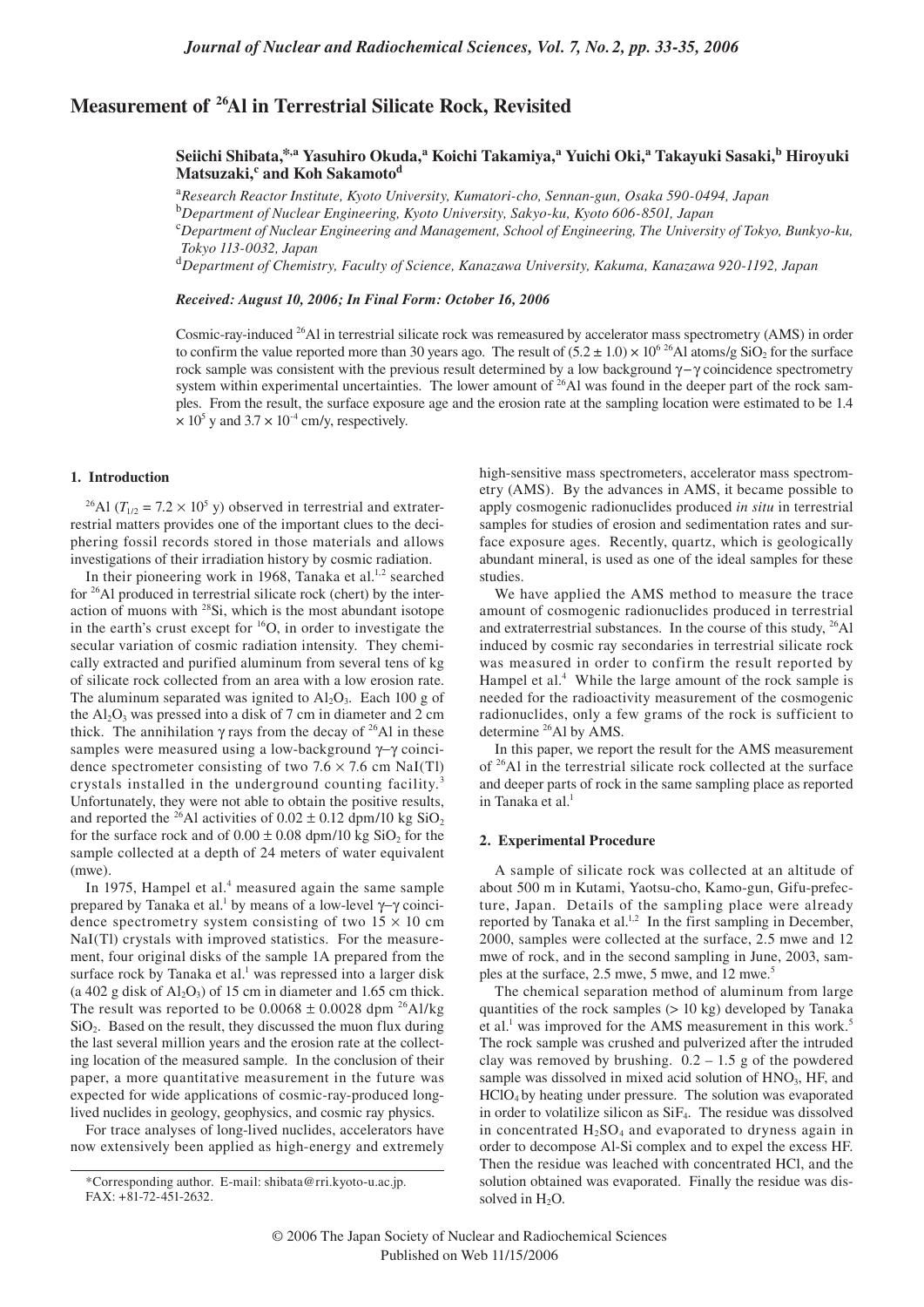# Measurement of $^{26}$Al in Terrestrial Silicate Rock, Revisited

**Seiichi Shibata,[*,a] Yasuhiro Okuda,[a] Koichi Takamiya,[a] Yuichi Oki,[a] Takayuki Sasaki,[b] Hiroyuki Matsuzaki,[c] and Koh Sakamoto[d]**

[a]*Research Reactor Institute, Kyoto University, Kumatori-cho, Sennan-gun, Osaka 590-0494, Japan*

[b]*Department of Nuclear Engineering, Kyoto University, Sakyo-ku, Kyoto 606-8501, Japan*

[c]*Department of Nuclear Engineering and Management, School of Engineering, The University of Tokyo, Bunkyo-ku, Tokyo 113-0032, Japan*

[d]*Department of Chemistry, Faculty of Science, Kanazawa University, Kakuma, Kanazawa 920-1192, Japan*

***Received: August 10, 2006; In Final Form: October 16, 2006***

Cosmic-ray-induced $^{26}$Al in terrestrial silicate rock was remeasured by accelerator mass spectrometry (AMS) in order to confirm the value reported more than 30 years ago. The result of $(5.2 \pm 1.0) \times 10^6$ $^{26}$Al atoms/g $SiO_2$ for the surface rock sample was consistent with the previous result determined by a low background $\gamma-\gamma$ coincidence spectrometry system within experimental uncertainties. The lower amount of $^{26}$Al was found in the deeper part of the rock samples. From the result, the surface exposure age and the erosion rate at the sampling location were estimated to be 1.4 $\times 10^5$ y and $3.7 \times 10^{-4}$ cm/y, respectively.

## 1. Introduction

$^{26}$Al ($T_{1/2} = 7.2 \times 10^5$ y) observed in terrestrial and extraterrestrial matters provides one of the important clues to the deciphering fossil records stored in those materials and allows investigations of their irradiation history by cosmic radiation.

In their pioneering work in 1968, Tanaka et al.[1,2] searched for $^{26}$Al produced in terrestrial silicate rock (chert) by the interaction of muons with $^{28}$Si, which is the most abundant isotope in the earth's crust except for $^{16}$O, in order to investigate the secular variation of cosmic radiation intensity. They chemically extracted and purified aluminum from several tens of kg of silicate rock collected from an area with a low erosion rate. The aluminum separated was ignited to $Al_2O_3$. Each 100 g of the $Al_2O_3$ was pressed into a disk of 7 cm in diameter and 2 cm thick. The annihilation γ rays from the decay of $^{26}$Al in these samples were measured using a low-background γ–γ coincidence spectrometer consisting of two 7.6 × 7.6 cm NaI(Tl) crystals installed in the underground counting facility.[3] Unfortunately, they were not able to obtain the positive results, and reported the $^{26}$Al activities of $0.02 \pm 0.12$ dpm/10 kg $SiO_2$ for the surface rock and of $0.00 \pm 0.08$ dpm/10 kg $SiO_2$ for the sample collected at a depth of 24 meters of water equivalent (mwe).

In 1975, Hampel et al.[4] measured again the same sample prepared by Tanaka et al.[1] by means of a low-level γ–γ coincidence spectrometry system consisting of two 15 × 10 cm NaI(Tl) crystals with improved statistics. For the measurement, four original disks of the sample 1A prepared from the surface rock by Tanaka et al.[1] was repressed into a larger disk (a 402 g disk of $Al_2O_3$) of 15 cm in diameter and 1.65 cm thick. The result was reported to be $0.0068 \pm 0.0028$ dpm $^{26}$Al/kg $SiO_2$. Based on the result, they discussed the muon flux during the last several million years and the erosion rate at the collecting location of the measured sample. In the conclusion of their paper, a more quantitative measurement in the future was expected for wide applications of cosmic-ray-produced long-lived nuclides in geology, geophysics, and cosmic ray physics.

For trace analyses of long-lived nuclides, accelerators have now extensively been applied as high-energy and extremely high-sensitive mass spectrometers, accelerator mass spectrometry (AMS). By the advances in AMS, it became possible to apply cosmogenic radionuclides produced *in situ* in terrestrial samples for studies of erosion and sedimentation rates and surface exposure ages. Recently, quartz, which is geologically abundant mineral, is used as one of the ideal samples for these studies.

We have applied the AMS method to measure the trace amount of cosmogenic radionuclides produced in terrestrial and extraterrestrial substances. In the course of this study, $^{26}$Al induced by cosmic ray secondaries in terrestrial silicate rock was measured in order to confirm the result reported by Hampel et al.[4] While the large amount of the rock sample is needed for the radioactivity measurement of the cosmogenic radionuclides, only a few grams of the rock is sufficient to determine $^{26}$Al by AMS.

In this paper, we report the result for the AMS measurement of $^{26}$Al in the terrestrial silicate rock collected at the surface and deeper parts of rock in the same sampling place as reported in Tanaka et al.[1]

## 2. Experimental Procedure

A sample of silicate rock was collected at an altitude of about 500 m in Kutami, Yaotsu-cho, Kamo-gun, Gifu-prefecture, Japan. Details of the sampling place were already reported by Tanaka et al.[1,2] In the first sampling in December, 2000, samples were collected at the surface, 2.5 mwe and 12 mwe of rock, and in the second sampling in June, 2003, samples at the surface, 2.5 mwe, 5 mwe, and 12 mwe.[5]

The chemical separation method of aluminum from large quantities of the rock samples (> 10 kg) developed by Tanaka et al.[1] was improved for the AMS measurement in this work.[5] The rock sample was crushed and pulverized after the intruded clay was removed by brushing. 0.2 – 1.5 g of the powdered sample was dissolved in mixed acid solution of $HNO_3$, HF, and $HClO_4$ by heating under pressure. The solution was evaporated in order to volatilize silicon as $SiF_4$. The residue was dissolved in concentrated $H_2SO_4$ and evaporated to dryness again in order to decompose Al-Si complex and to expel the excess HF. Then the residue was leached with concentrated HCl, and the solution obtained was evaporated. Finally the residue was dissolved in $H_2O$.

\*Corresponding author. E-mail: shibata@rri.kyoto-u.ac.jp. FAX: +81-72-451-2632.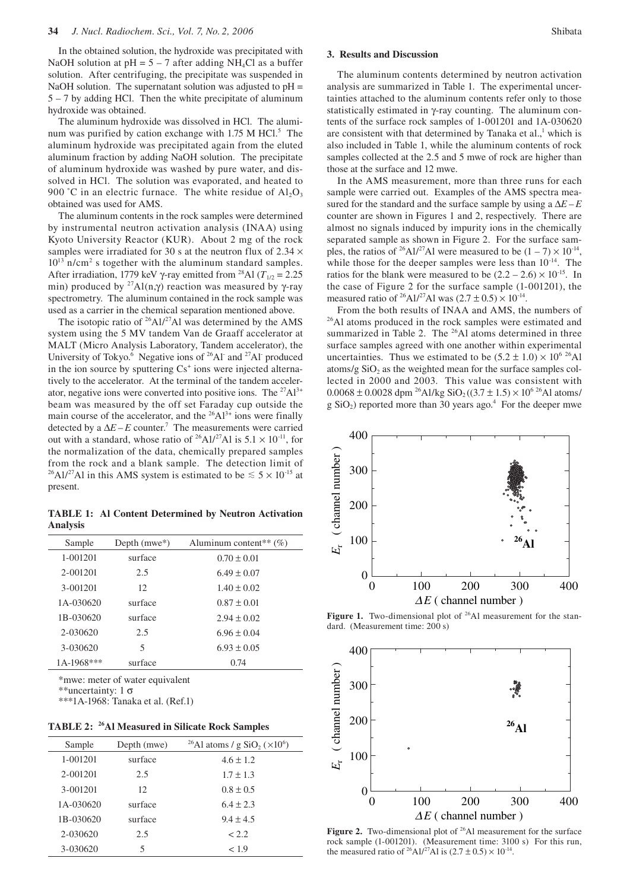In the obtained solution, the hydroxide was precipitated with NaOH solution at pH = 5 – 7 after adding $NH_4Cl$ as a buffer solution. After centrifuging, the precipitate was suspended in NaOH solution. The supernatant solution was adjusted to pH = 5 – 7 by adding HCl. Then the white precipitate of aluminum hydroxide was obtained.

The aluminum hydroxide was dissolved in HCl. The aluminum was purified by cation exchange with 1.75 M HCl.[5] The aluminum hydroxide was precipitated again from the eluted aluminum fraction by adding NaOH solution. The precipitate of aluminum hydroxide was washed by pure water, and dissolved in HCl. The solution was evaporated, and heated to 900 ˚C in an electric furnace. The white residue of $Al_2O_3$ obtained was used for AMS.

The aluminum contents in the rock samples were determined by instrumental neutron activation analysis (INAA) using Kyoto University Reactor (KUR). About 2 mg of the rock samples were irradiated for 30 s at the neutron flux of $2.34 \times 10^{13}$ n/cm$^2$ s together with the aluminum standard samples. After irradiation, 1779 keV γ-ray emitted from $^{28}$Al ($T_{1/2}$ = 2.25 min) produced by $^{27}$Al(n,γ) reaction was measured by γ-ray spectrometry. The aluminum contained in the rock sample was used as a carrier in the chemical separation mentioned above.

The isotopic ratio of $^{26}$Al/$^{27}$Al was determined by the AMS system using the 5 MV tandem Van de Graaff accelerator at MALT (Micro Analysis Laboratory, Tandem accelerator), the University of Tokyo.[6] Negative ions of $^{26}Al^-$ and $^{27}Al^-$ produced in the ion source by sputtering $Cs^+$ ions were injected alternatively to the accelerator. At the terminal of the tandem accelerator, negative ions were converted into positive ions. The $^{27}Al^{3+}$ beam was measured by the off set Faraday cup outside the main course of the accelerator, and the $^{26}Al^{3+}$ ions were finally detected by a $\Delta E-E$ counter.[7] The measurements were carried out with a standard, whose ratio of $^{26}$Al/$^{27}$Al is $5.1 \times 10^{-11}$, for the normalization of the data, chemically prepared samples from the rock and a blank sample. The detection limit of $^{26}$Al/$^{27}$Al in this AMS system is estimated to be $\lesssim 5 \times 10^{-15}$ at present.

**TABLE 1: Al Content Determined by Neutron Activation Analysis**

| Sample | Depth (mwe*) | Aluminum content** (%) |
|---|---|---|
| 1-001201 | surface | 0.70 ± 0.01 |
| 2-001201 | 2.5 | 6.49 ± 0.07 |
| 3-001201 | 12 | 1.40 ± 0.02 |
| 1A-030620 | surface | 0.87 ± 0.01 |
| 1B-030620 | surface | 2.94 ± 0.02 |
| 2-030620 | 2.5 | 6.96 ± 0.04 |
| 3-030620 | 5 | 6.93 ± 0.05 |
| 1A-1968*** | surface | 0.74 |

*mwe: meter of water equivalent
**uncertainty: 1 σ
***1A-1968: Tanaka et al. (Ref.1)

**TABLE 2: $^{26}$Al Measured in Silicate Rock Samples**

| Sample | Depth (mwe) | $^{26}$Al atoms / g $SiO_2$ ($\times 10^6$) |
|---|---|---|
| 1-001201 | surface | 4.6 ± 1.2 |
| 2-001201 | 2.5 | 1.7 ± 1.3 |
| 3-001201 | 12 | 0.8 ± 0.5 |
| 1A-030620 | surface | 6.4 ± 2.3 |
| 1B-030620 | surface | 9.4 ± 4.5 |
| 2-030620 | 2.5 | < 2.2 |
| 3-030620 | 5 | < 1.9 |

## 3. Results and Discussion

The aluminum contents determined by neutron activation analysis are summarized in Table 1. The experimental uncertainties attached to the aluminum contents refer only to those statistically estimated in γ-ray counting. The aluminum contents of the surface rock samples of 1-001201 and 1A-030620 are consistent with that determined by Tanaka et al.,[1] which is also included in Table 1, while the aluminum contents of rock samples collected at the 2.5 and 5 mwe of rock are higher than those at the surface and 12 mwe.

In the AMS measurement, more than three runs for each sample were carried out. Examples of the AMS spectra measured for the standard and the surface sample by using a $\Delta E-E$ counter are shown in Figures 1 and 2, respectively. There are almost no signals induced by impurity ions in the chemically separated sample as shown in Figure 2. For the surface samples, the ratios of $^{26}$Al/$^{27}$Al were measured to be $(1-7) \times 10^{-14}$, while those for the deeper samples were less than $10^{-14}$. The ratios for the blank were measured to be $(2.2-2.6) \times 10^{-15}$. In the case of Figure 2 for the surface sample (1-001201), the measured ratio of $^{26}$Al/$^{27}$Al was $(2.7 \pm 0.5) \times 10^{-14}$.

From the both results of INAA and AMS, the numbers of $^{26}$Al atoms produced in the rock samples were estimated and summarized in Table 2. The $^{26}$Al atoms determined in three surface samples agreed with one another within experimental uncertainties. Thus we estimated to be $(5.2 \pm 1.0) \times 10^6$ $^{26}$Al atoms/g $SiO_2$ as the weighted mean for the surface samples collected in 2000 and 2003. This value was consistent with $0.0068 \pm 0.0028$ dpm $^{26}$Al/kg $SiO_2$ ($(3.7 \pm 1.5) \times 10^6$ $^{26}$Al atoms/g $SiO_2$) reported more than 30 years ago.[4] For the deeper mwe

**Figure 1.** Two-dimensional plot of $^{26}$Al measurement for the standard. (Measurement time: 200 s)

**Figure 2.** Two-dimensional plot of $^{26}$Al measurement for the surface rock sample (1-001201). (Measurement time: 3100 s) For this run, the measured ratio of $^{26}$Al/$^{27}$Al is $(2.7 \pm 0.5) \times 10^{-14}$.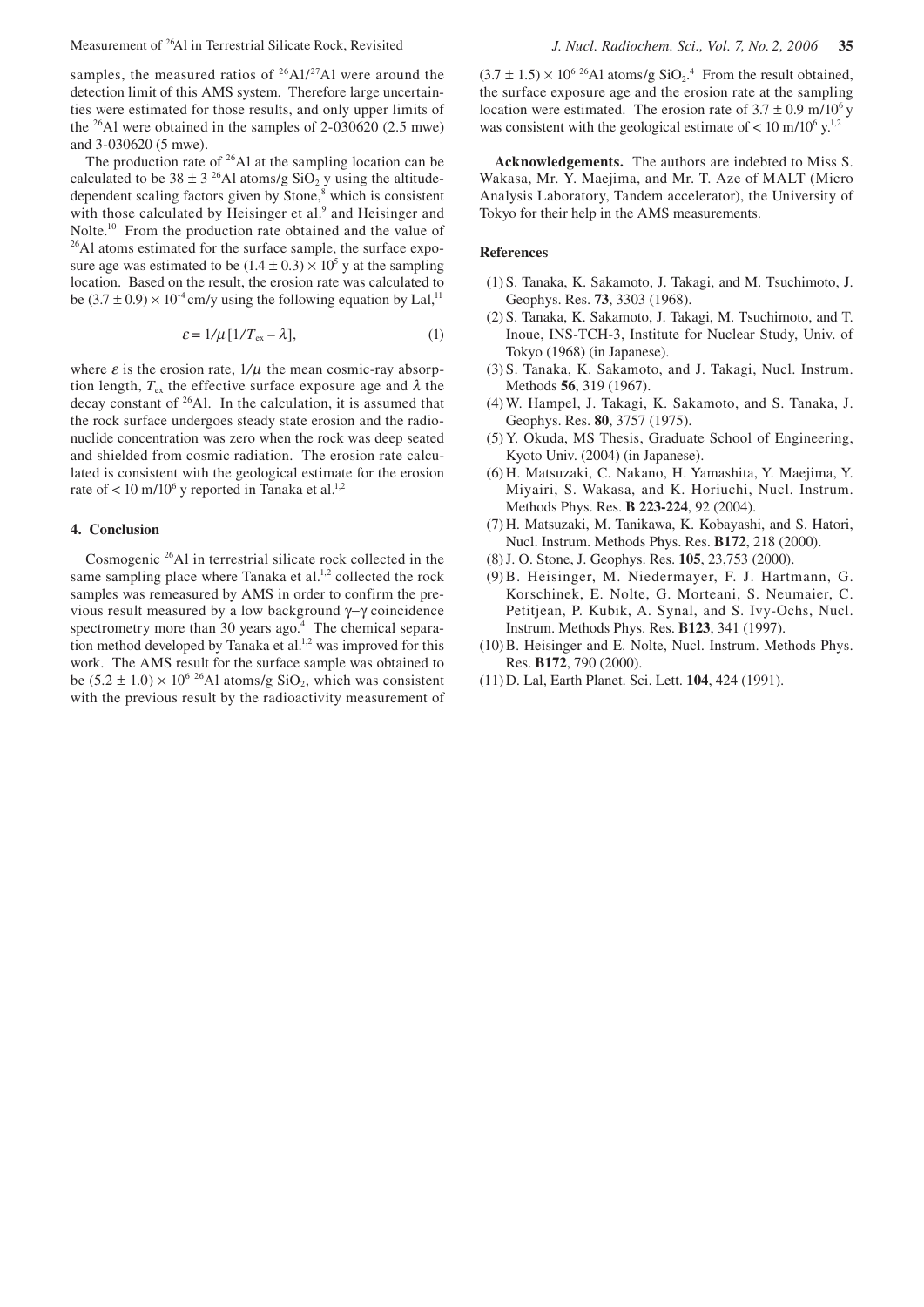samples, the measured ratios of $^{26}Al/^{27}Al$ were around the detection limit of this AMS system. Therefore large uncertainties were estimated for those results, and only upper limits of the $^{26}Al$ were obtained in the samples of 2-030620 (2.5 mwe) and 3-030620 (5 mwe).

The production rate of $^{26}Al$ at the sampling location can be calculated to be $38 \pm 3$ $^{26}Al$ atoms/g $SiO_2$ y using the altitude-dependent scaling factors given by Stone,[8] which is consistent with those calculated by Heisinger et al.[9] and Heisinger and Nolte.[10] From the production rate obtained and the value of $^{26}Al$ atoms estimated for the surface sample, the surface exposure age was estimated to be $(1.4 \pm 0.3) \times 10^5$ y at the sampling location. Based on the result, the erosion rate was calculated to be $(3.7 \pm 0.9) \times 10^{-4}$ cm/y using the following equation by Lal,[11]

$$\varepsilon = 1/\mu\,[1/T_{ex} - \lambda], \tag{1}$$

where $\varepsilon$ is the erosion rate, $1/\mu$ the mean cosmic-ray absorption length, $T_{ex}$ the effective surface exposure age and $\lambda$ the decay constant of $^{26}Al$. In the calculation, it is assumed that the rock surface undergoes steady state erosion and the radionuclide concentration was zero when the rock was deep seated and shielded from cosmic radiation. The erosion rate calculated is consistent with the geological estimate for the erosion rate of $< 10$ m/$10^6$ y reported in Tanaka et al.[1,2]

## 4. Conclusion

Cosmogenic $^{26}Al$ in terrestrial silicate rock collected in the same sampling place where Tanaka et al.[1,2] collected the rock samples was remeasured by AMS in order to confirm the previous result measured by a low background $\gamma$–$\gamma$ coincidence spectrometry more than 30 years ago.[4] The chemical separation method developed by Tanaka et al.[1,2] was improved for this work. The AMS result for the surface sample was obtained to be $(5.2 \pm 1.0) \times 10^6$ $^{26}Al$ atoms/g $SiO_2$, which was consistent with the previous result by the radioactivity measurement of $(3.7 \pm 1.5) \times 10^6$ $^{26}Al$ atoms/g $SiO_2$.[4] From the result obtained, the surface exposure age and the erosion rate at the sampling location were estimated. The erosion rate of $3.7 \pm 0.9$ m/$10^6$ y was consistent with the geological estimate of $< 10$ m/$10^6$ y.[1,2]

**Acknowledgements.** The authors are indebted to Miss S. Wakasa, Mr. Y. Maejima, and Mr. T. Aze of MALT (Micro Analysis Laboratory, Tandem accelerator), the University of Tokyo for their help in the AMS measurements.

## References

(1) S. Tanaka, K. Sakamoto, J. Takagi, and M. Tsuchimoto, J. Geophys. Res. **73**, 3303 (1968).

(2) S. Tanaka, K. Sakamoto, J. Takagi, M. Tsuchimoto, and T. Inoue, INS-TCH-3, Institute for Nuclear Study, Univ. of Tokyo (1968) (in Japanese).

(3) S. Tanaka, K. Sakamoto, and J. Takagi, Nucl. Instrum. Methods **56**, 319 (1967).

(4) W. Hampel, J. Takagi, K. Sakamoto, and S. Tanaka, J. Geophys. Res. **80**, 3757 (1975).

(5) Y. Okuda, MS Thesis, Graduate School of Engineering, Kyoto Univ. (2004) (in Japanese).

(6) H. Matsuzaki, C. Nakano, H. Yamashita, Y. Maejima, Y. Miyairi, S. Wakasa, and K. Horiuchi, Nucl. Instrum. Methods Phys. Res. **B 223-224**, 92 (2004).

(7) H. Matsuzaki, M. Tanikawa, K. Kobayashi, and S. Hatori, Nucl. Instrum. Methods Phys. Res. **B172**, 218 (2000).

(8) J. O. Stone, J. Geophys. Res. **105**, 23,753 (2000).

(9) B. Heisinger, M. Niedermayer, F. J. Hartmann, G. Korschinek, E. Nolte, G. Morteani, S. Neumaier, C. Petitjean, P. Kubik, A. Synal, and S. Ivy-Ochs, Nucl. Instrum. Methods Phys. Res. **B123**, 341 (1997).

(10) B. Heisinger and E. Nolte, Nucl. Instrum. Methods Phys. Res. **B172**, 790 (2000).

(11) D. Lal, Earth Planet. Sci. Lett. **104**, 424 (1991).